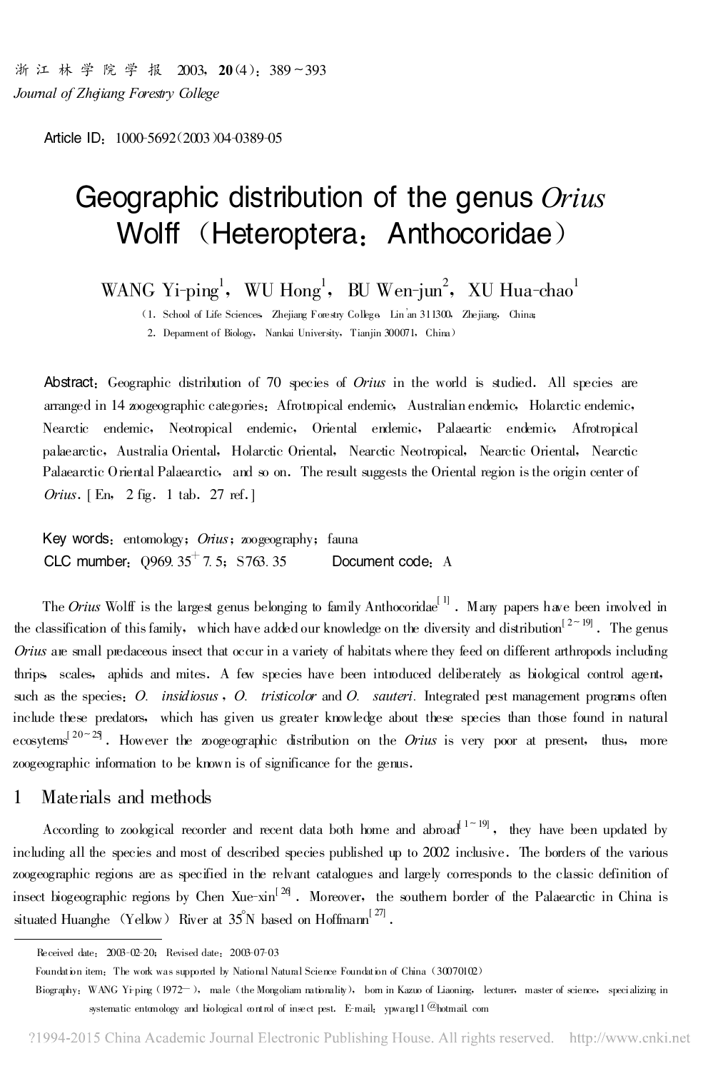Article ID：1000-5692(2003)04-0389-05

# Geographic distribution of the genus *Orius* Wolff（Heteroptera：Anthocoridae）

WANG Yi-ping[1]，WU Hong[1]，BU Wen-jun[2]，XU Hua-chao[1]

（1．School of Life Sciences，Zhejiang Forestry College，Lin'an 311300，Zhejiang，China；
2．Deparment of Biology，Nankai University，Tianjin 300071，China）

**Abstract**：Geographic distribution of 70 species of *Orius* in the world is studied．All species are arranged in 14 zoogeographic categories：Afrotropical endemic，Australian endemic，Holarctic endemic，Nearctic endemic，Neotropical endemic，Oriental endemic，Palaeartic endemic，Afrotropical palaearctic，Australia Oriental，Holarctic Oriental，Nearctic Neotropical，Nearctic Oriental，Nearctic Palaearctic Oriental Palaearctic，and so on．The result suggests the Oriental region is the origin center of *Orius*．[En，2 fig．1 tab．27 ref．]

**Key words**：entomology；*Orius*；zoogeography；fauna

**CLC number**：Q969.35$^{+}$7.5；S763.35　　**Document code**：A

The *Orius* Wolff is the largest genus belonging to family Anthocoridae[1]．Many papers have been involved in the classification of this family，which have added our knowledge on the diversity and distribution[2~19]．The genus *Orius* are small predaceous insect that occur in a variety of habitats where they feed on different arthropods including thrips，scales，aphids and mites．A few species have been introduced deliberately as biological control agent，such as the species：*O．insidiosus*，*O．tristicolor* and *O．sauteri*．Integrated pest management programs often include these predators，which has given us greater knowledge about these species than those found in natural ecosytems[20~25]．However the zoogeographic distribution on the *Orius* is very poor at present，thus，more zoogeographic information to be known is of significance for the genus．

## 1　Materials and methods

According to zoological recorder and recent data both home and abroad[1~19]，they have been updated by including all the species and most of described species published up to 2002 inclusive．The borders of the various zoogeographic regions are as specified in the relvant catalogues and largely corresponds to the classic definition of insect biogeographic regions by Chen Xue-xin[26]．Moreover，the southern border of the Palaearctic in China is situated Huanghe（Yellow）River at 35°N based on Hoffmann[27]．

---

Received date：2003-02-20；Revised date：2003-07-03

Foundation item：The work was supported by National Natural Science Foundation of China（30070102）

Biography：WANG Yi-ping（1972—），male（the Mongoliam nationality），born in Kazuo of Liaoning，lecturer，master of science，specializing in systematic entomology and biological control of insect pest．E-mail：ypwang11@hotmail.com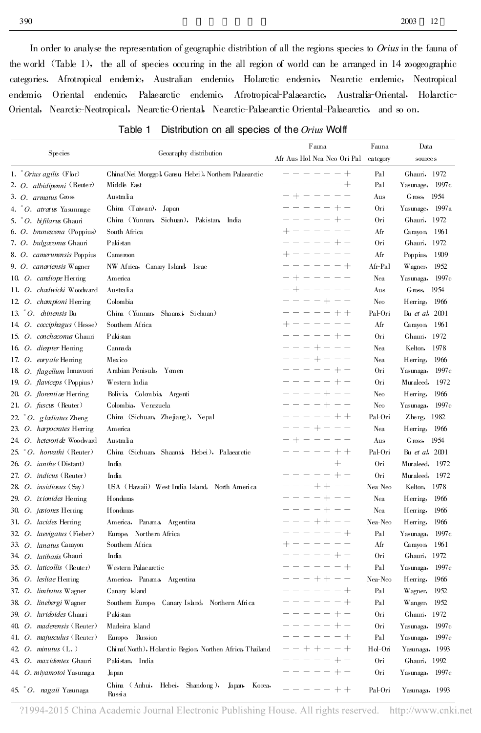In order to analyse the representation of geographic distribtion of all the regions species to *Orius* in the fauna of the world (Table 1), the all of species occuring in the all region of world can be arranged in 14 zoogeographic categories. Afrotropical endemic, Australian endemic, Holarctic endemic, Nearctic endemic, Neotropical endemic, Oriental endemic, Palaearctic endemic, Afrotropical-Palaearctic, Australia-Oriental, Holarctic-Oriental, Nearctic-Neotropical, Nearctic-Oriental, Nearctic-Palaearctic Oriental-Palaearctic, and so on.

Table 1 Distribution on all species of the *Orius* Wolff

| Species | Geoaraphy distribution | Fauna | | | | | | | Fauna category | Data sources |
|---|---|---|---|---|---|---|---|---|---|---|
| | | Afr | Aus | Hol | Nea | Neo | Ori | Pal | | |
| 1. *Orius agilis* (Flor) | China(Nei Monggol, Gansu, Hebei), Northern Palaearctic | − | − | − | − | − | − | + | Pal | Ghauri, 1972 |
| 2. *O. albidipenni* (Reuter) | Middle East | − | − | − | − | − | − | + | Pal | Yasunage, 1997c |
| 3. *O. armatus* Gross | Australia | − | + | − | − | − | − | − | Aus | Gross, 1954 |
| 4. *O. atratus* Yasunnage | China (Taiwan), Japan | − | − | − | − | − | + | − | Ori | Yasunage, 1997a |
| 5. *O. bifilarus* Ghauri | China (Yunnan, Sichuan), Pakistan, India | − | − | − | − | − | + | − | Ori | Ghauri, 1972 |
| 6. *O. brunescena* (Poppius) | South Africa | + | − | − | − | − | − | − | Afr | Carayon, 1961 |
| 7. *O. bulgaconus* Ghauri | Pakistan | − | − | − | − | − | + | − | Ori | Ghauri, 1972 |
| 8. *O. camerunensis* Poppius | Cameroon | + | − | − | − | − | − | − | Afr | Poppius, 1909 |
| 9. *O. canariensis* Wagner | NW Africa, Canary Island, Israe | − | − | − | − | − | − | + | Afr-Pal | Wagner, 1952 |
| 10. *O. candiope* Herring | America | − | + | − | − | − | − | − | Nea | Yasunaga, 1997c |
| 11. *O. chadwicki* Woodward | Australia | − | + | − | − | − | − | − | Aus | Gross, 1954 |
| 12. *O. championi* Herring | Colombia | − | − | − | − | + | − | − | Neo | Herring, 1966 |
| 13. *O. chinensis* Bu | China (Yunnan, Shaanxi, Sichuan) | − | − | − | − | − | + | + | Pal-Ori | Bu *et al*, 2001 |
| 14. *O. cocciphagus* (Hesse) | Southern Africa | + | − | − | − | − | − | − | Afr | Carayon, 1961 |
| 15. *O. conchaconus* Ghauri | Pakistan | − | − | − | − | − | + | − | Ori | Ghauri, 1972 |
| 16. *O. diespter* Herring | Canada | − | − | − | + | − | − | − | Nea | Kelton, 1978 |
| 17. *O. euryale* Herring | Mexico | − | − | − | + | − | − | − | Nea | Herring, 1966 |
| 18. *O. flagellum* Innavuori | Arabian Penisula, Yemen | − | − | − | − | − | + | − | Ori | Yasunaga, 1997c |
| 19. *O. flaviceps* (Poppius) | Western India | − | − | − | − | − | + | − | Ori | Muraleed, 1972 |
| 20. *O. florentiae* Herring | Bolivia, Colombia, Argenti | − | − | − | − | + | − | − | Neo | Herring, 1966 |
| 21. *O. fuscus* (Reuter) | Colombia, Venezuela | − | − | − | − | + | − | − | Neo | Yasunaga, 1997c |
| 22. *O. gladiatus* Zheng | China (Sichuan, Zhejiang), Nepal | − | − | − | − | − | + | + | Pal-Ori | Zheng, 1982 |
| 23. *O. harpocrates* Herring | America | − | − | − | + | − | − | − | Nea | Herring, 1966 |
| 24. *O. heteroride* Woodward | Australia | − | + | − | − | − | − | − | Aus | Gross, 1954 |
| 25. *O. horvathi* (Reuter) | China (Sichuan, Shaanxi, Hebei), Palaearctic | − | − | − | − | − | + | + | Pal-Ori | Bu *et al*, 2001 |
| 26. *O. ianthe* (Distant) | India | − | − | − | − | − | + | − | Ori | Muraleed, 1972 |
| 27. *O. indicus* (Reuter) | India | − | − | − | − | − | + | − | Ori | Muraleed, 1972 |
| 28. *O. insidiosus* (Say) | USA (Hawaii) West-India Island, North America | − | − | − | + | + | − | − | Nea-Neo | Kelton, 1978 |
| 29. *O. ixionides* Herring | Honduras | − | − | − | − | + | − | − | Nea | Herring, 1966 |
| 30. *O. jasiones* Herring | Honduras | − | − | − | − | + | − | − | Nea | Herring, 1966 |
| 31. *O. lacides* Herring | America, Panama, Argentina | − | − | − | + | + | − | − | Nea-Neo | Herring, 1966 |
| 32. *O. laevigatus* (Fieber) | Europe, Northern Africa | − | − | − | − | − | − | + | Pal | Yasunaga, 1997c |
| 33. *O. lanatus* Carayon | Southern Africa | + | − | − | − | − | − | − | Afr | Carayon, 1961 |
| 34. *O. latibasis* Ghauri | India | − | − | − | − | − | + | − | Ori | Ghauri, 1972 |
| 35. *O. laticollis* (Reuter) | Western Palaearctic | − | − | − | − | − | − | + | Pal | Yasunaga, 1997c |
| 36. *O. lesliae* Herring | America, Panama, Argentina | − | − | − | + | + | − | − | Nea-Neo | Herring, 1966 |
| 37. *O. limbatus* Wagner | Canary Island | − | − | − | − | − | − | + | Pal | Wagner, 1952 |
| 38. *O. linebergi* Wagner | Southern Europe, Canary Island, Northern Africa | − | − | − | − | − | − | + | Pal | Wanger, 1952 |
| 39. *O. luridoides* Ghauri | Pakistan | − | − | − | − | − | + | − | Ori | Ghauri, 1972 |
| 40. *O. maderensis* (Reuter) | Madeira Island | − | − | − | − | − | + | − | Ori | Yasunaga, 1997c |
| 41. *O. majusculus* (Reuter) | Europe, Russion | − | − | − | − | − | − | + | Pal | Yasunaga, 1997c |
| 42. *O. minutus* (L.) | China(North), Holarctic Region, Northen Africa, Thailand | − | − | + | + | − | − | + | Hol-Ori | Yasunaga, 1993 |
| 43. *O. maxidentex* Ghauri | Pakistan, India | − | − | − | − | − | + | − | Ori | Ghauri, 1992 |
| 44. *O. miyamotoi* Yasunaga | Japan | − | − | − | − | − | + | − | Ori | Yasunaga, 1997c |
| 45. *O. nagaii* Yasunaga | China (Anhui, Hebei, Shandong), Japan, Korea, Russia | − | − | − | − | − | + | + | Pal-Ori | Yasunaga, 1993 |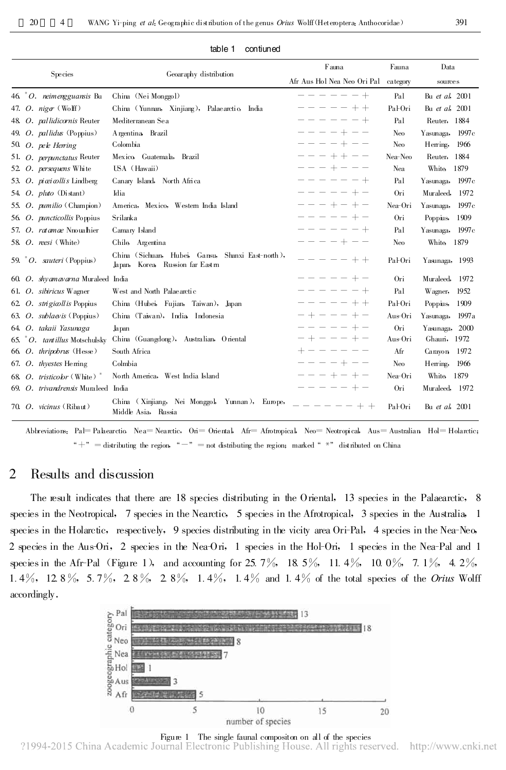table 1 contiuned

| Species | Geoaraphy distribution | Fauna | | | | | | | Fauna category | Data sources |
|---|---|---|---|---|---|---|---|---|---|---|
| | | Afr | Aus | Hol | Nea | Neo | Ori | Pal | | |
| 46. *O. neimengguansis* Bu | China (Nei Monggol) | − | − | − | − | − | − | + | Pal | Bu *et al*. 2001 |
| 47. *O. niger* (Wolff) | China (Yunnan, Xinjiang), Palaearctic, India | − | − | − | − | − | + | + | Pal-Ori | Bu *et al*. 2001 |
| 48. *O. pallidicornis* Reuter | Mediterranean Sea | − | − | − | − | − | − | + | Pal | Reuter, 1884 |
| 49. *O. pallidus* (Poppius) | Argentina, Brazil | − | − | − | − | + | − | − | Neo | Yasunaga, 1997c |
| 50. *O. pele* Herring | Colombia | − | − | − | − | + | − | − | Neo | Herring, 1966 |
| 51. *O. perpunctatus* Reuter | Mexico, Guatemala, Brazil | − | − | − | + | + | − | − | Nea-Neo | Reuter, 1884 |
| 52. *O. persequens* White | USA (Hawaii) | − | − | − | + | − | − | − | Nea | White, 1879 |
| 53. *O. piceicollis* Lindberg | Canary Island, North Africa | − | − | − | − | − | − | + | Pal | Yasunaga, 1997c |
| 54. *O. pluto* (Distant) | Idia | − | − | − | − | − | + | − | Ori | Muraleed, 1972 |
| 55. *O. pumilio* (Champion) | America, Mexico, Western India Island | − | − | − | + | − | + | − | Nea-Ori | Yasunaga, 1997c |
| 56. *O. puncticollis* Poppius | Srilanka | − | − | − | − | − | + | − | Ori | Poppius, 1909 |
| 57. *O. ratamae* Nnoualhier | Camary Island | − | − | − | − | − | − | + | Pal | Yasunaga, 1997c |
| 58. *O. reesi* (White) | Chile, Argentina | − | − | − | − | + | − | − | Neo | White, 1879 |
| 59. * *O. sauteri* (Poppius) | China (Sichuan, Hubei, Gansu, Shanxi East-north), Japan, Korea, Russion far Eastrn | − | − | − | − | − | + | + | Pal-Ori | Yasunaga, 1993 |
| 60. *O. shyamavarna* Muraleed | India | − | − | − | − | − | + | − | Ori | Muraleed, 1972 |
| 61. *O. sibiricus* Wagner | West and North Palaearctic | − | − | − | − | − | − | + | Pal | Wagner, 1952 |
| 62. *O. strigicollis* Poppius | China (Hubei, Fujian, Taiwan), Japan | − | − | − | − | − | + | + | Pal-Ori | Poppius, 1909 |
| 63. *O. sublaevis* (Poppius) | China (Taiwan), India, Indonesia | − | + | − | − | − | + | − | Aus-Ori | Yasunaga, 1997a |
| 64. *O. takaii* Yasunaga | Japan | − | − | − | − | − | + | − | Ori | Yasunaga, 2000 |
| 65. * *O. tantillus* Motschulsky | China (Guangdong), Australian, Oriental | − | + | − | − | − | + | − | Aus-Ori | Ghauri, 1972 |
| 66. *O. thripobrus* (Hesse) | South Africa | + | − | − | − | − | − | − | Afr | Carayon, 1972 |
| 67. *O. thyestes* Herring | Colmbia | − | − | − | − | + | − | − | Neo | Herring, 1966 |
| 68. *O. tristicolor* (White) * | North America, West India Island | − | − | − | + | − | + | − | Nea-Ori | White, 1879 |
| 69. *O. trivandrensis* Muraleed | India | − | − | − | − | − | + | − | Ori | Muraleed, 1972 |
| 70. *O. vicinus* (Ribaut) | China (Xinjiang, Nei Monggol, Yunnan), Europe, Middle Asia, Russia | − | − | − | − | − | + | + | Pal-Ori | Bu *et al*. 2001 |

Abbreviations: Pal= Palaearctic, Nea= Nearctic, Ori= Oriental, Afr= Afrotropical, Neo= Neotropical, Aus= Australian, Hol= Holarctic; "+" = distributing the region, "−" = not distributing the region; marked " *" distributed on China

## 2 Results and discussion

The result indicates that there are 18 species distributing in the Oriental, 13 species in the Palaearctic, 8 species in the Neotropical, 7 species in the Nearctic, 5 species in the Afrotropical, 3 species in the Australia, 1 species in the Holarctic, respectively, 9 species distributing in the vicity area Ori-Pal, 4 species in the Nea-Neo, 2 species in the Aus-Ori, 2 species in the Nea-Ori, 1 species in the Hol-Ori, 1 species in the Nea-Pal and 1 species in the Afr-Pal (Figure 1), and accounting for 25.7%, 18.5%, 11.4%, 10.0%, 7.1%, 4.2%, 1.4%, 12.8%, 5.7%, 2.8%, 2.8%, 1.4%, 1.4% and 1.4% of the total species of the *Orius* Wolff accordingly.

| zoogeographic category | number of species |
|---|---|
| Pal | 13 |
| Ori | 18 |
| Neo | 8 |
| Nea | 7 |
| Hol | 1 |
| Aus | 3 |
| Afr | 5 |

Figure 1 The single faunal compositon on all of the species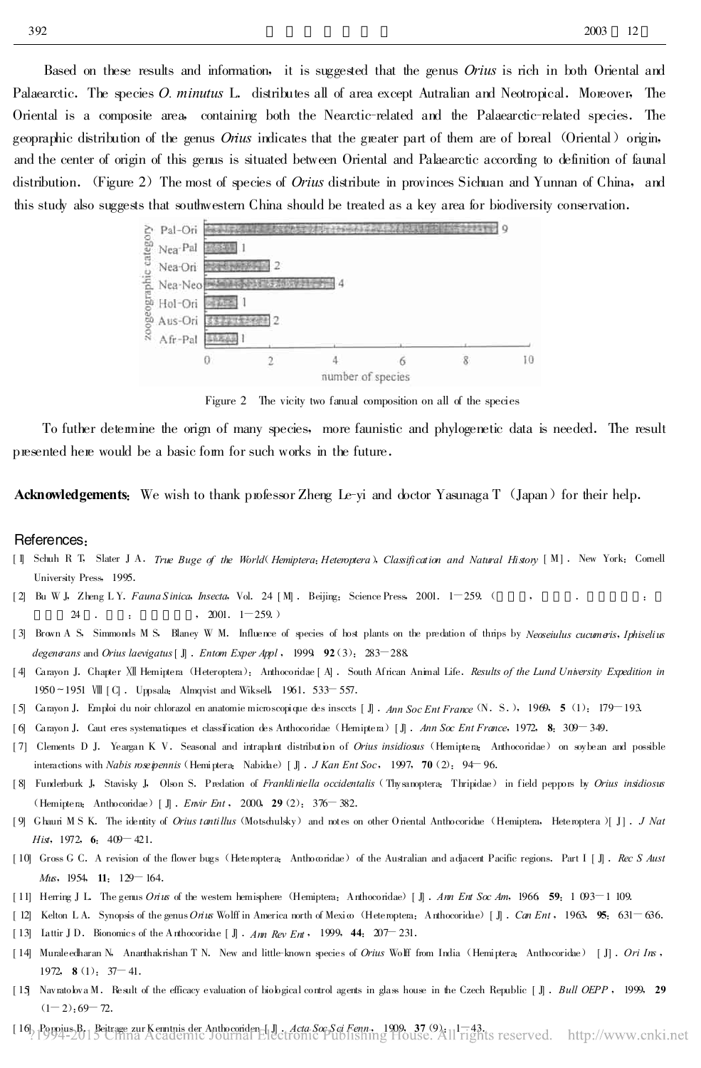Based on these results and information, it is suggested that the genus *Orius* is rich in both Oriental and Palaearctic. The species *O. minutus* L. distributes all of area except Autralian and Neotropical. Moreover, The Oriental is a composite area, containing both the Nearctic-related and the Palaearctic-related species. The geopraphic distribution of the genus *Orius* indicates that the greater part of them are of boreal (Oriental) origin, and the center of origin of this genus is situated between Oriental and Palaearctic according to definition of faunal distribution. (Figure 2) The most of species of *Orius* distribute in provinces Sichuan and Yunnan of China, and this study also suggests that southwestern China should be treated as a key area for biodiversity conservation.

Figure 2 The vicity two fanual composition on all of the species

To futher determine the orign of many species, more faunistic and phylogenetic data is needed. The result presented here would be a basic form for such works in the future.

**Acknowledgements**: We wish to thank professor Zheng Le-yi and doctor Yasunaga T (Japan) for their help.

## References:

[1] Schuh R T, Slater J A. *True Buge of the World (Hemiptera: Heteroptera). Classification and Natural History* [M]. New York: Cornell University Press, 1995.

[2] Bu W J, Zheng L Y. *Fauna Sinica, Insecta*. Vol. 24 [M]. Beijing: Science Press, 2001. 1—259.

[3] Brown A S, Simmonds M S, Blaney W M. Influence of species of host plants on the predation of thrips by *Neoseiulus cucumeris*, *Iphiseilus degenerans* and *Orius laevigatus* [J]. *Entom Exper Appl*, 1999, **92** (3): 283—288.

[4] Carayon J. Chapter XII Hemiptera (Heteroptera): Anthocoridae [A]. South African Animal Life. *Results of the Lund University Expedition in* 1950~1951 VIII [C]. Uppsala: Almqvist and Wiksell, 1961. 533~557.

[5] Carayon J. Emploi du noir chlorazol en anatomie microscopique des inscets [J]. *Ann Soc Ent France* (N. S.), 1969, **5** (1): 179—193.

[6] Carayon J. Caut eres systematiques et classification des Anthocoridae (Hemiptera) [J]. *Ann Soc Ent France*, 1972, **8**: 309—349.

[7] Clements D J, Yeargan K V. Seasonal and intraplant distribution of *Orius insidiosus* (Hemiptera: Anthocoridae) on soybean and possible interactions with *Nabis roseipennis* (Hemiptera: Nabidae) [J]. *J Kan Ent Soc*, 1997, **70** (2): 94—96.

[8] Funderburk J, Stavisky J, Olson S. Predation of *Frankliniella occidentalis* (Thysanoptera: Thripidae) in field peppors by *Orius insidiosus* (Hemiptera: Anthocoridae) [J]. *Envir Ent*, 2000, **29** (2): 376—382.

[9] Ghauri M S K. The identity of *Orius tantillus* (Motschulsky) and notes on other Oriental Anthocoridae (Hemiptera, Heteroptera) [J]. *J Nat Hist*, 1972, **6**: 409—421.

[10] Gross G C. A revision of the flower bugs (Heteroptera: Anthocoridae) of the Australian and adjacent Pacific regions. Part I [J]. *Rec S Aust Mus*, 1954, **11**: 129—164.

[11] Herring J L. The genus *Orius* of the western hemisphere (Hemiptera: Anthocoridae) [J]. *Ann Ent Soc Am*, 1966, **59**: 1 093—1 109.

[12] Kelton L A. Synopsis of the genus *Orius* Wolff in America north of Mexico (Heteroptera: Anthocoridae) [J]. *Can Ent*, 1963, **95**: 631—636.

[13] Lattir J D. Bionomics of the Anthocoridae [J]. *Ann Rev Ent*, 1999, **44**: 207—231.

[14] Muraleedharan N, Ananthakrishan T N. New and little-known species of *Orius* Wolff from India (Hemiptera: Anthocoridae) [J]. *Ori Ins*, 1972, **8** (1): 37—41.

[15] Navratolova M. Result of the efficacy evaluation of biological control agents in glass house in the Czech Republic [J]. *Bull OEPP*, 1999, **29** (1—2): 69—72.

[16] Poppius B. Beitrage zur Kenntnis der Anthocoriden [J]. *Acta Soc Sci Fenn*, 1909, **37** (9): 1—43.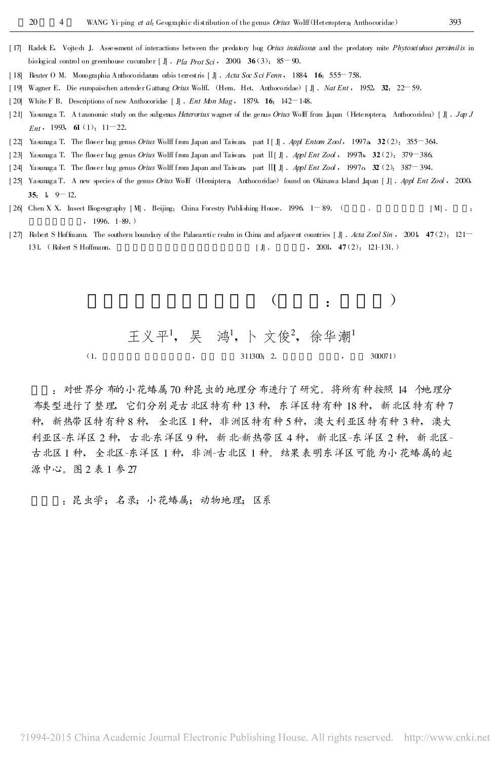[17] Radek E, Vojtech J. Assessment of interactions between the predatory bug *Orius insidiosus* and the predatory mite *Phytoseiulus persimilis* in biological control on greenhouse cucumber [J]. *Pla Prot Sci*, 2000, **36**(3): 85—90.

[18] Reuter O M. Monographia Anthocoridarum orbis terrestris [J]. *Acta Soc Sci Fenn*, 1884, **16**: 555—758.

[19] Wagner E. Die europaischen artender Gattung *Orius* Wolff. (Hem. Het. Anthocoridae) [J]. *Nat Ent*, 1952, **32**: 22—59.

[20] White F B. Descriptions of new Anthocoridae [J]. *Ent Mon Mag*, 1879, **16**: 142—148.

[21] Yasunaga T. A taxonomic study on the subgenus *Heterorius* wagner of the genus *Orius* Wolff from Japan (Heteroptera: Anthocoridea) [J]. *Jap J Ent*, 1993, **61**(1): 11—22.

[22] Yasunaga T. The flower bug genus *Orius* Wolff from Japan and Taiwan, part I [J]. *Appl Entom Zool*, 1997a, **32**(2): 355—364.

[23] Yasunaga T. The flower bug genus *Orius* Wolff from Japan and Taiwan, part II [J]. *Appl Ent Zool*, 1997b, **32**(2): 379—386.

[24] Yasunaga T. The flower bug genus *Orius* Wolff from Japan and Taiwan, part III [J]. *Appl Ent Zool*, 1997c, **32**(2): 387—394.

[25] Yasunaga T. A new species of the genus *Orius* Wolff (Hemiptera: Anthocoridae) found on Okinawa Island Japan [J]. *Appl Ent Zool*, 2000, **35**: 1, 9—12.

[26] Chen X X. Insect Biogeography [M]. Beijing: China Forestry Publishing House. 1996. 1—89. (陈学新. 昆虫生物地理学 [M]. 北京: 中国林业出版社, 1996. 1-89.)

[27] Robert S Hoffmann. The southern boundary of the Palaearctic realm in China and adjacent countries [J]. *Acta Zool Sin*, 2001, **47**(2): 121—131. (Robert S Hoffmann. 中国及邻近国家古北界的南部边界 [J]. 动物学报, 2001, **47**(2): 121-131.)

# 世界小花蝽属的地理分布 (异翅目: 花蝽科)

王义平[1], 吴 鸿[1], 卜文俊[2], 徐华潮[1]

(1. 浙江林学院 森林保护系, 浙江 临安 311300; 2. 南开大学 生物系, 天津 300071)

摘要: 对世界分布的小花蝽属70种昆虫的地理分布进行了研究。将所有种按照14个地理分布类型进行了整理, 它们分别是古北区特有种13种, 东洋区特有种18种, 新北区特有种7种, 新热带区特有种8种, 全北区1种, 非洲区特有种5种, 澳大利亚区特有种3种, 澳大利亚区-东洋区2种, 古北-东洋区9种, 新北-新热带区4种, 新北区-东洋区2种, 新北区-古北区1种, 全北区-东洋区1种, 非洲-古北区1种。结果表明东洋区可能为小花蝽属的起源中心。图2表1参27

关键词: 昆虫学; 名录; 小花蝽属; 动物地理; 区系